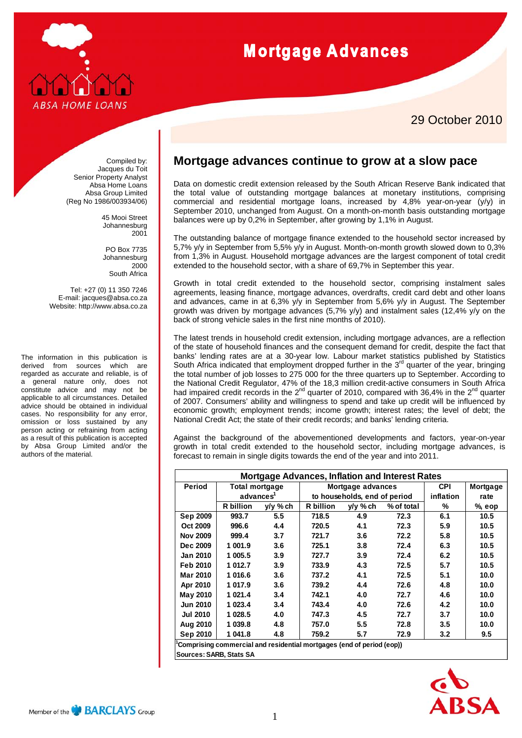# Mortgage Advances

29 October 2010

Compiled by:
Jacques du Toit
Senior Property Analyst
Absa Home Loans
Absa Group Limited
(Reg No 1986/003934/06)

45 Mooi Street
Johannesburg
2001

PO Box 7735
Johannesburg
2000
South Africa

Tel: +27 (0) 11 350 7246
E-mail: jacques@absa.co.za
Website: http://www.absa.co.za

The information in this publication is derived from sources which are regarded as accurate and reliable, is of a general nature only, does not constitute advice and may not be applicable to all circumstances. Detailed advice should be obtained in individual cases. No responsibility for any error, omission or loss sustained by any person acting or refraining from acting as a result of this publication is accepted by Absa Group Limited and/or the authors of the material.

## Mortgage advances continue to grow at a slow pace

Data on domestic credit extension released by the South African Reserve Bank indicated that the total value of outstanding mortgage balances at monetary institutions, comprising commercial and residential mortgage loans, increased by 4,8% year-on-year (y/y) in September 2010, unchanged from August. On a month-on-month basis outstanding mortgage balances were up by 0,2% in September, after growing by 1,1% in August.

The outstanding balance of mortgage finance extended to the household sector increased by 5,7% y/y in September from 5,5% y/y in August. Month-on-month growth slowed down to 0,3% from 1,3% in August. Household mortgage advances are the largest component of total credit extended to the household sector, with a share of 69,7% in September this year.

Growth in total credit extended to the household sector, comprising instalment sales agreements, leasing finance, mortgage advances, overdrafts, credit card debt and other loans and advances, came in at 6,3% y/y in September from 5,6% y/y in August. The September growth was driven by mortgage advances (5,7% y/y) and instalment sales (12,4% y/y on the back of strong vehicle sales in the first nine months of 2010).

The latest trends in household credit extension, including mortgage advances, are a reflection of the state of household finances and the consequent demand for credit, despite the fact that banks' lending rates are at a 30-year low. Labour market statistics published by Statistics South Africa indicated that employment dropped further in the 3rd quarter of the year, bringing the total number of job losses to 275 000 for the three quarters up to September. According to the National Credit Regulator, 47% of the 18,3 million credit-active consumers in South Africa had impaired credit records in the 2nd quarter of 2010, compared with 36,4% in the 2nd quarter of 2007. Consumers' ability and willingness to spend and take up credit will be influenced by economic growth; employment trends; income growth; interest rates; the level of debt; the National Credit Act; the state of their credit records; and banks' lending criteria.

Against the background of the abovementioned developments and factors, year-on-year growth in total credit extended to the household sector, including mortgage advances, is forecast to remain in single digits towards the end of the year and into 2011.

**Mortgage Advances, Inflation and Interest Rates**

| Period | Total mortgage advances[1] | | Mortgage advances to households, end of period | | | CPI inflation | Mortgage rate |
|---|---|---|---|---|---|---|---|
| | R billion | y/y % ch | R billion | y/y % ch | % of total | % | %, eop |
| Sep 2009 | 993.7 | 5.5 | 718.5 | 4.9 | 72.3 | 6.1 | 10.5 |
| Oct 2009 | 996.6 | 4.4 | 720.5 | 4.1 | 72.3 | 5.9 | 10.5 |
| Nov 2009 | 999.4 | 3.7 | 721.7 | 3.6 | 72.2 | 5.8 | 10.5 |
| Dec 2009 | 1 001.9 | 3.6 | 725.1 | 3.8 | 72.4 | 6.3 | 10.5 |
| Jan 2010 | 1 005.5 | 3.9 | 727.7 | 3.9 | 72.4 | 6.2 | 10.5 |
| Feb 2010 | 1 012.7 | 3.9 | 733.9 | 4.3 | 72.5 | 5.7 | 10.5 |
| Mar 2010 | 1 016.6 | 3.6 | 737.2 | 4.1 | 72.5 | 5.1 | 10.0 |
| Apr 2010 | 1 017.9 | 3.6 | 739.2 | 4.4 | 72.6 | 4.8 | 10.0 |
| May 2010 | 1 021.4 | 3.4 | 742.1 | 4.0 | 72.7 | 4.6 | 10.0 |
| Jun 2010 | 1 023.4 | 3.4 | 743.4 | 4.0 | 72.6 | 4.2 | 10.0 |
| Jul 2010 | 1 028.5 | 4.0 | 747.3 | 4.5 | 72.7 | 3.7 | 10.0 |
| Aug 2010 | 1 039.8 | 4.8 | 757.0 | 5.5 | 72.8 | 3.5 | 10.0 |
| Sep 2010 | 1 041.8 | 4.8 | 759.2 | 5.7 | 72.9 | 3.2 | 9.5 |

[1] Comprising commercial and residential mortgages (end of period (eop))

Sources: SARB, Stats SA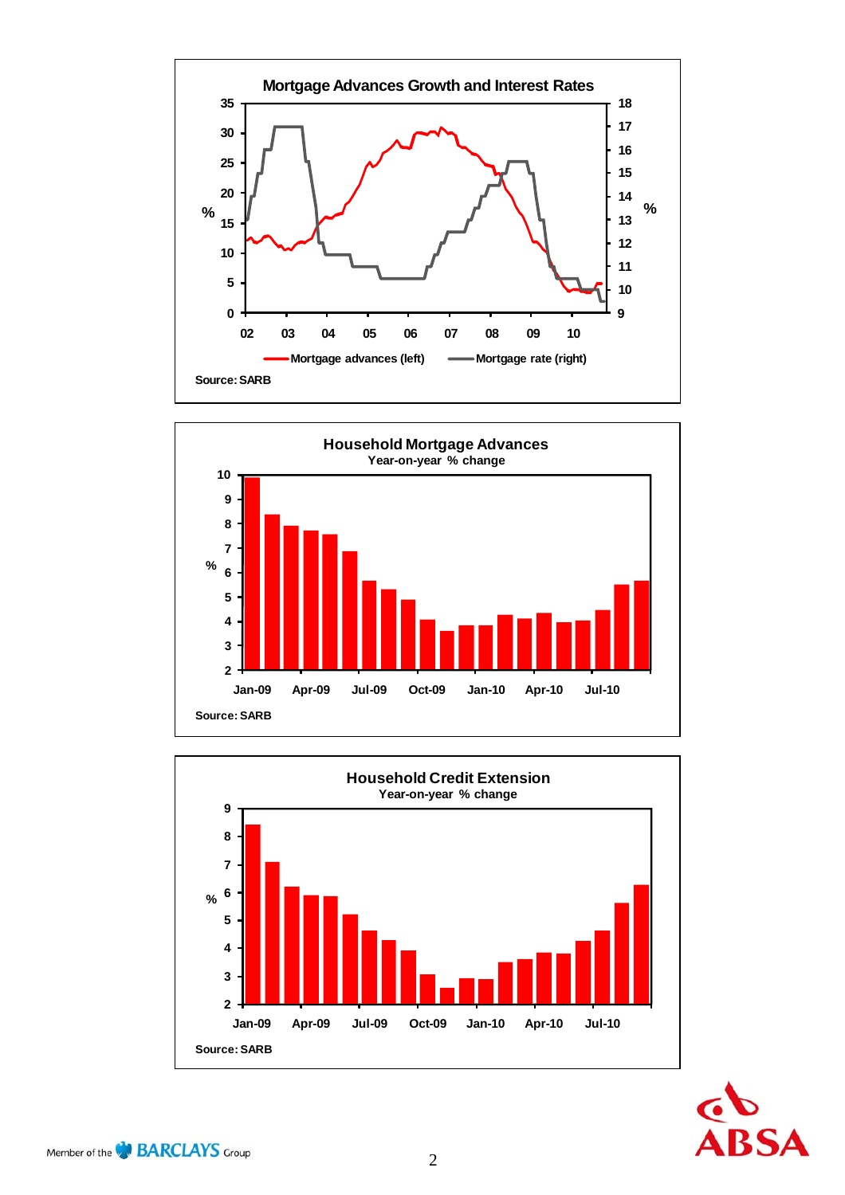Mortgage Advances Growth and Interest Rates

35
30
25
20
%
15
10
5
0

18
17
16
15
14
%
13
12
11
10
9

02 03 04 05 06 07 08 09 10

Mortgage advances (left)
Mortgage rate (right)

Source: SARB

Household Mortgage Advances
Year-on-year % change

10
9
8
7
%
6
5
4
3
2

Jan-09 Apr-09 Jul-09 Oct-09 Jan-10 Apr-10 Jul-10

Source: SARB

Household Credit Extension
Year-on-year % change

9
8
7
%
6
5
4
3
2

Jan-09 Apr-09 Jul-09 Oct-09 Jan-10 Apr-10 Jul-10

Source: SARB

Member of the BARCLAYS Group

ABSA